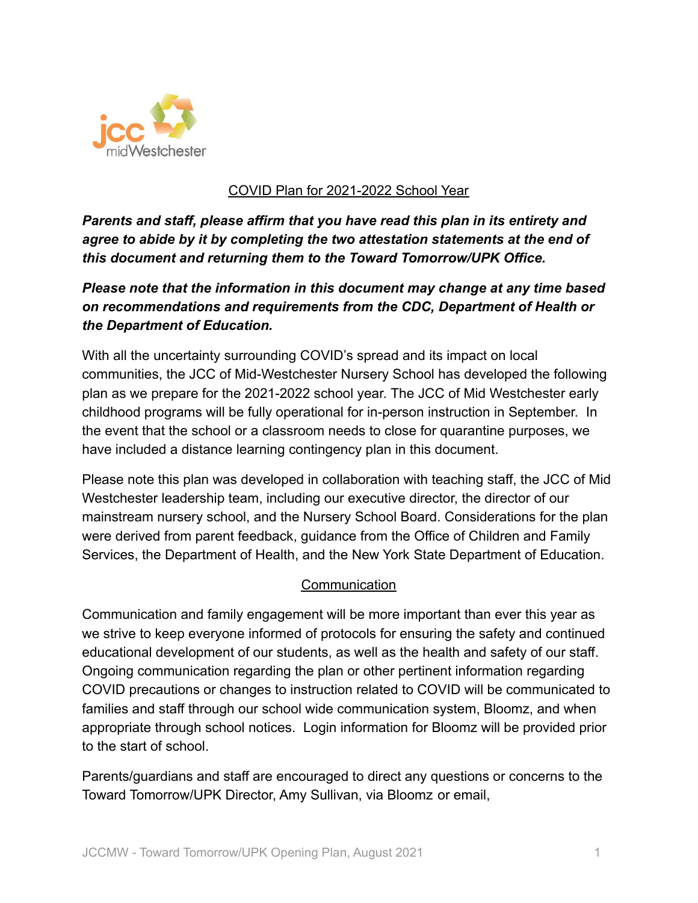## COVID Plan for 2021-2022 School Year

***Parents and staff, please affirm that you have read this plan in its entirety and agree to abide by it by completing the two attestation statements at the end of this document and returning them to the Toward Tomorrow/UPK Office.***

***Please note that the information in this document may change at any time based on recommendations and requirements from the CDC, Department of Health or the Department of Education.***

With all the uncertainty surrounding COVID's spread and its impact on local communities, the JCC of Mid-Westchester Nursery School has developed the following plan as we prepare for the 2021-2022 school year. The JCC of Mid Westchester early childhood programs will be fully operational for in-person instruction in September. In the event that the school or a classroom needs to close for quarantine purposes, we have included a distance learning contingency plan in this document.

Please note this plan was developed in collaboration with teaching staff, the JCC of Mid Westchester leadership team, including our executive director, the director of our mainstream nursery school, and the Nursery School Board. Considerations for the plan were derived from parent feedback, guidance from the Office of Children and Family Services, the Department of Health, and the New York State Department of Education.

### Communication

Communication and family engagement will be more important than ever this year as we strive to keep everyone informed of protocols for ensuring the safety and continued educational development of our students, as well as the health and safety of our staff. Ongoing communication regarding the plan or other pertinent information regarding COVID precautions or changes to instruction related to COVID will be communicated to families and staff through our school wide communication system, Bloomz, and when appropriate through school notices. Login information for Bloomz will be provided prior to the start of school.

Parents/guardians and staff are encouraged to direct any questions or concerns to the Toward Tomorrow/UPK Director, Amy Sullivan, via Bloomz or email,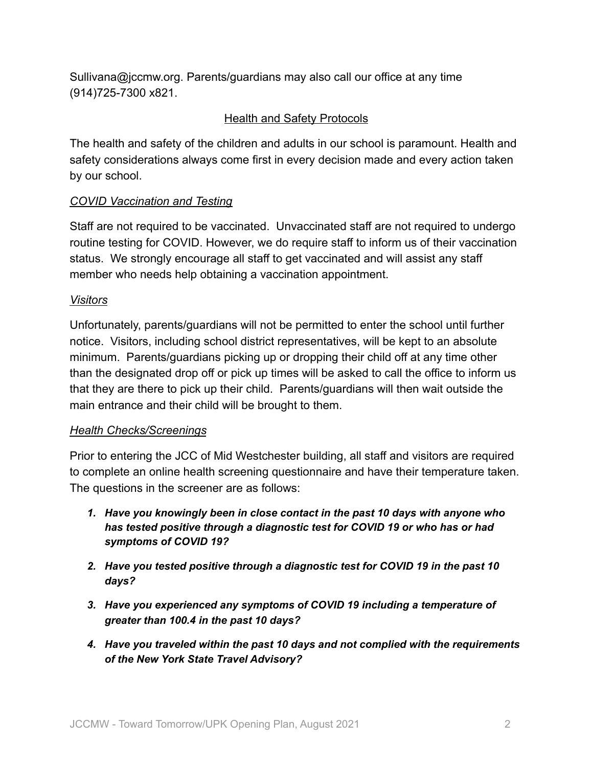Sullivana@jccmw.org. Parents/guardians may also call our office at any time (914)725-7300 x821.

## Health and Safety Protocols

The health and safety of the children and adults in our school is paramount. Health and safety considerations always come first in every decision made and every action taken by our school.

### *COVID Vaccination and Testing*

Staff are not required to be vaccinated. Unvaccinated staff are not required to undergo routine testing for COVID. However, we do require staff to inform us of their vaccination status. We strongly encourage all staff to get vaccinated and will assist any staff member who needs help obtaining a vaccination appointment.

### *Visitors*

Unfortunately, parents/guardians will not be permitted to enter the school until further notice. Visitors, including school district representatives, will be kept to an absolute minimum. Parents/guardians picking up or dropping their child off at any time other than the designated drop off or pick up times will be asked to call the office to inform us that they are there to pick up their child. Parents/guardians will then wait outside the main entrance and their child will be brought to them.

### *Health Checks/Screenings*

Prior to entering the JCC of Mid Westchester building, all staff and visitors are required to complete an online health screening questionnaire and have their temperature taken. The questions in the screener are as follows:

1. ***Have you knowingly been in close contact in the past 10 days with anyone who has tested positive through a diagnostic test for COVID 19 or who has or had symptoms of COVID 19?***
2. ***Have you tested positive through a diagnostic test for COVID 19 in the past 10 days?***
3. ***Have you experienced any symptoms of COVID 19 including a temperature of greater than 100.4 in the past 10 days?***
4. ***Have you traveled within the past 10 days and not complied with the requirements of the New York State Travel Advisory?***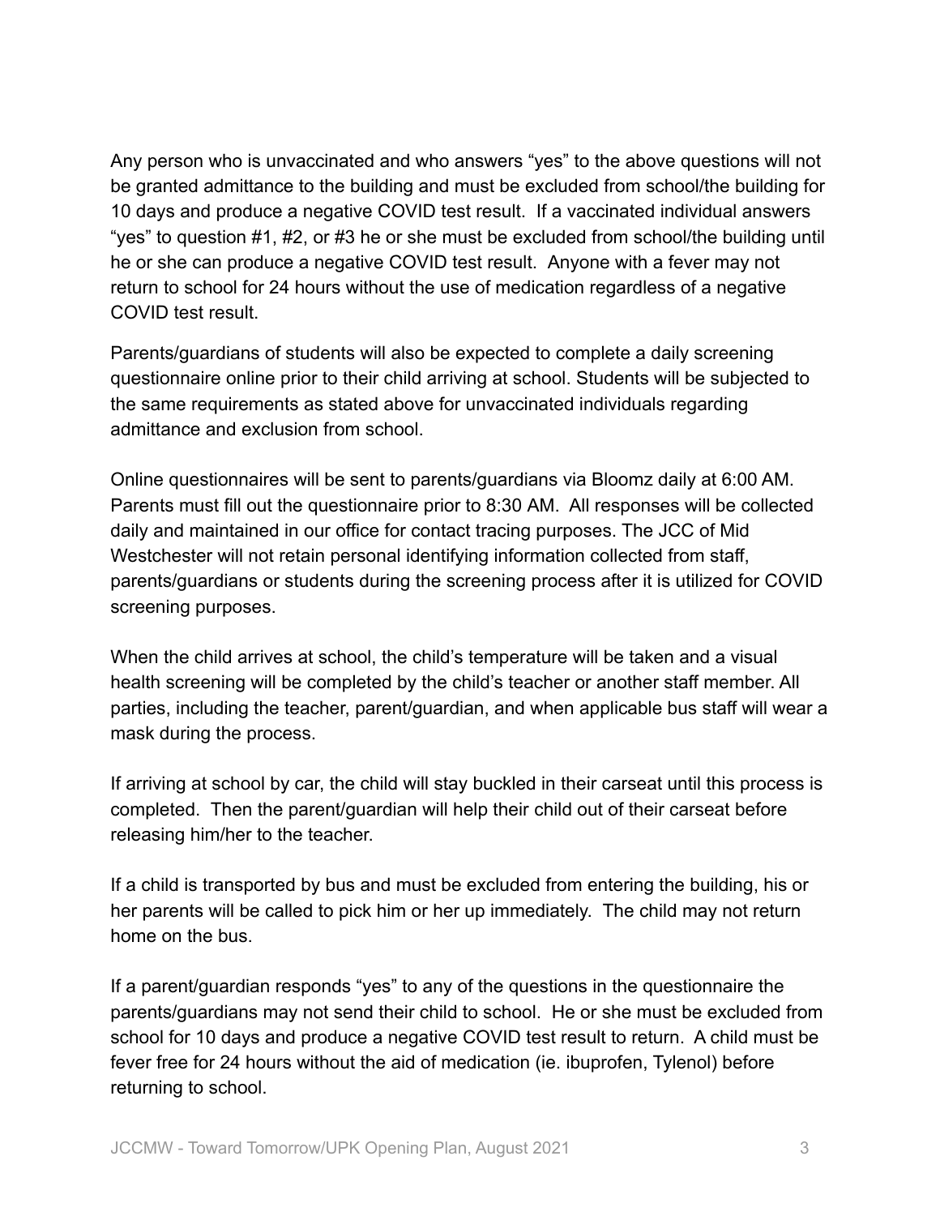Any person who is unvaccinated and who answers “yes” to the above questions will not be granted admittance to the building and must be excluded from school/the building for 10 days and produce a negative COVID test result. If a vaccinated individual answers “yes” to question #1, #2, or #3 he or she must be excluded from school/the building until he or she can produce a negative COVID test result. Anyone with a fever may not return to school for 24 hours without the use of medication regardless of a negative COVID test result.

Parents/guardians of students will also be expected to complete a daily screening questionnaire online prior to their child arriving at school. Students will be subjected to the same requirements as stated above for unvaccinated individuals regarding admittance and exclusion from school.

Online questionnaires will be sent to parents/guardians via Bloomz daily at 6:00 AM. Parents must fill out the questionnaire prior to 8:30 AM. All responses will be collected daily and maintained in our office for contact tracing purposes. The JCC of Mid Westchester will not retain personal identifying information collected from staff, parents/guardians or students during the screening process after it is utilized for COVID screening purposes.

When the child arrives at school, the child’s temperature will be taken and a visual health screening will be completed by the child’s teacher or another staff member. All parties, including the teacher, parent/guardian, and when applicable bus staff will wear a mask during the process.

If arriving at school by car, the child will stay buckled in their carseat until this process is completed. Then the parent/guardian will help their child out of their carseat before releasing him/her to the teacher.

If a child is transported by bus and must be excluded from entering the building, his or her parents will be called to pick him or her up immediately. The child may not return home on the bus.

If a parent/guardian responds “yes” to any of the questions in the questionnaire the parents/guardians may not send their child to school. He or she must be excluded from school for 10 days and produce a negative COVID test result to return. A child must be fever free for 24 hours without the aid of medication (ie. ibuprofen, Tylenol) before returning to school.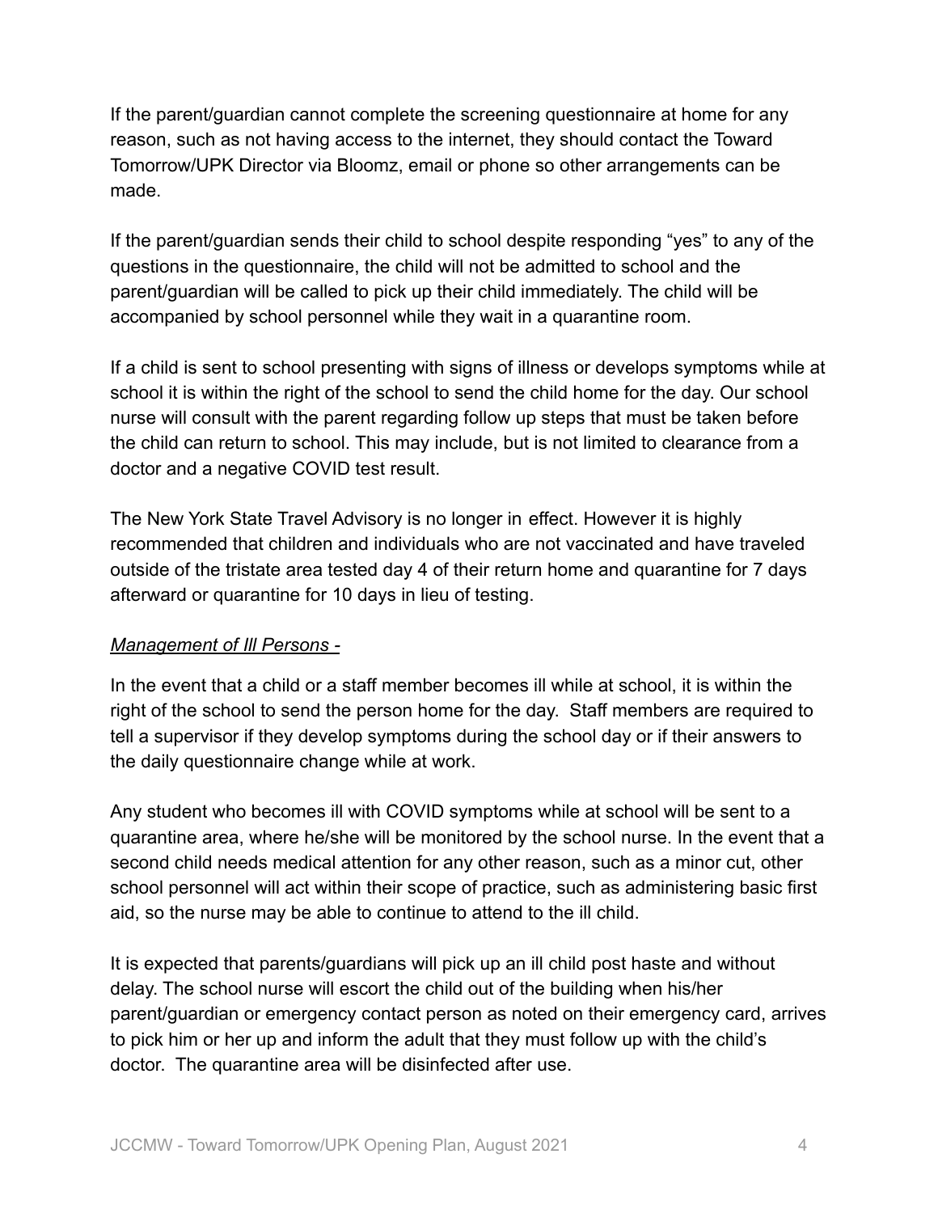If the parent/guardian cannot complete the screening questionnaire at home for any reason, such as not having access to the internet, they should contact the Toward Tomorrow/UPK Director via Bloomz, email or phone so other arrangements can be made.

If the parent/guardian sends their child to school despite responding "yes" to any of the questions in the questionnaire, the child will not be admitted to school and the parent/guardian will be called to pick up their child immediately. The child will be accompanied by school personnel while they wait in a quarantine room.

If a child is sent to school presenting with signs of illness or develops symptoms while at school it is within the right of the school to send the child home for the day. Our school nurse will consult with the parent regarding follow up steps that must be taken before the child can return to school. This may include, but is not limited to clearance from a doctor and a negative COVID test result.

The New York State Travel Advisory is no longer in effect. However it is highly recommended that children and individuals who are not vaccinated and have traveled outside of the tristate area tested day 4 of their return home and quarantine for 7 days afterward or quarantine for 10 days in lieu of testing.

*Management of Ill Persons -*

In the event that a child or a staff member becomes ill while at school, it is within the right of the school to send the person home for the day. Staff members are required to tell a supervisor if they develop symptoms during the school day or if their answers to the daily questionnaire change while at work.

Any student who becomes ill with COVID symptoms while at school will be sent to a quarantine area, where he/she will be monitored by the school nurse. In the event that a second child needs medical attention for any other reason, such as a minor cut, other school personnel will act within their scope of practice, such as administering basic first aid, so the nurse may be able to continue to attend to the ill child.

It is expected that parents/guardians will pick up an ill child post haste and without delay. The school nurse will escort the child out of the building when his/her parent/guardian or emergency contact person as noted on their emergency card, arrives to pick him or her up and inform the adult that they must follow up with the child's doctor. The quarantine area will be disinfected after use.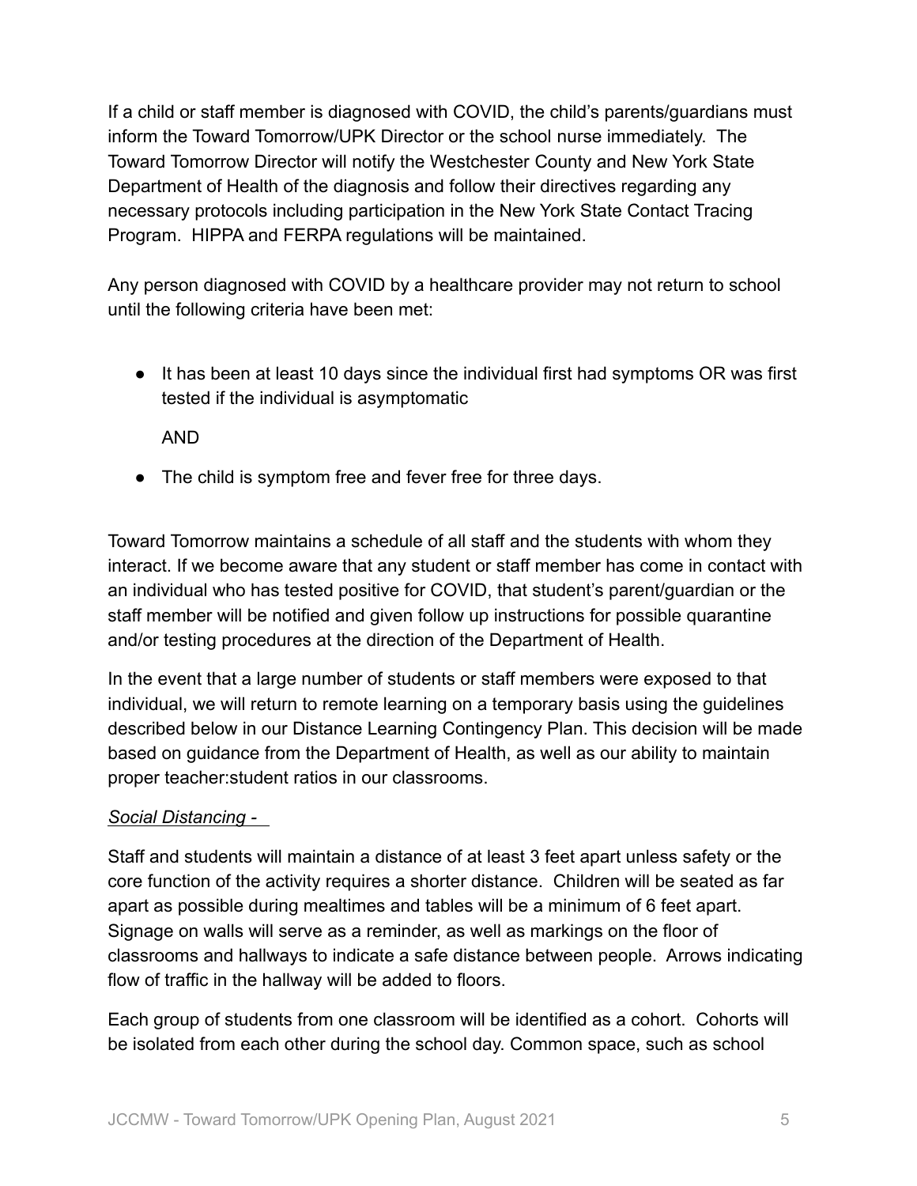If a child or staff member is diagnosed with COVID, the child's parents/guardians must inform the Toward Tomorrow/UPK Director or the school nurse immediately. The Toward Tomorrow Director will notify the Westchester County and New York State Department of Health of the diagnosis and follow their directives regarding any necessary protocols including participation in the New York State Contact Tracing Program. HIPPA and FERPA regulations will be maintained.

Any person diagnosed with COVID by a healthcare provider may not return to school until the following criteria have been met:

- It has been at least 10 days since the individual first had symptoms OR was first tested if the individual is asymptomatic

  AND

- The child is symptom free and fever free for three days.

Toward Tomorrow maintains a schedule of all staff and the students with whom they interact. If we become aware that any student or staff member has come in contact with an individual who has tested positive for COVID, that student's parent/guardian or the staff member will be notified and given follow up instructions for possible quarantine and/or testing procedures at the direction of the Department of Health.

In the event that a large number of students or staff members were exposed to that individual, we will return to remote learning on a temporary basis using the guidelines described below in our Distance Learning Contingency Plan. This decision will be made based on guidance from the Department of Health, as well as our ability to maintain proper teacher:student ratios in our classrooms.

*Social Distancing -*

Staff and students will maintain a distance of at least 3 feet apart unless safety or the core function of the activity requires a shorter distance. Children will be seated as far apart as possible during mealtimes and tables will be a minimum of 6 feet apart. Signage on walls will serve as a reminder, as well as markings on the floor of classrooms and hallways to indicate a safe distance between people. Arrows indicating flow of traffic in the hallway will be added to floors.

Each group of students from one classroom will be identified as a cohort. Cohorts will be isolated from each other during the school day. Common space, such as school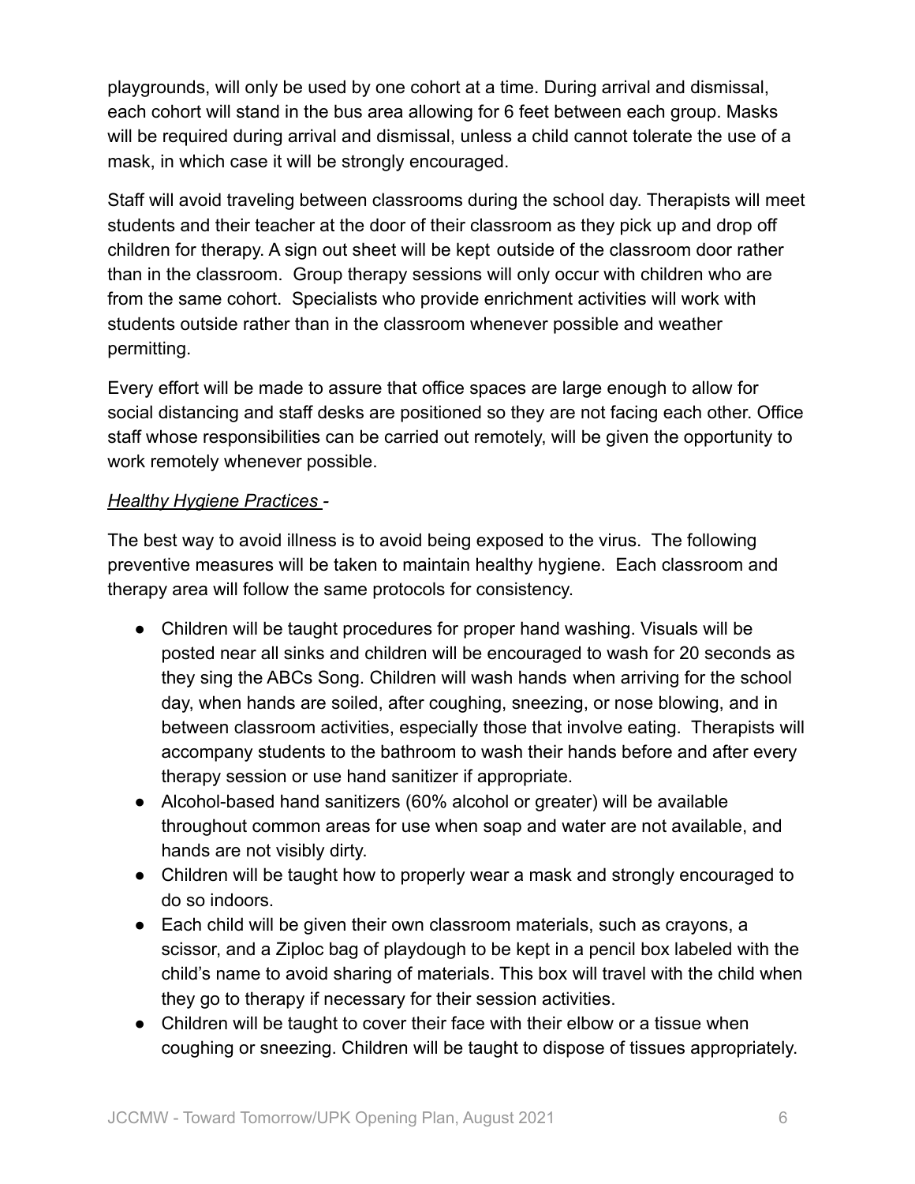playgrounds, will only be used by one cohort at a time. During arrival and dismissal, each cohort will stand in the bus area allowing for 6 feet between each group. Masks will be required during arrival and dismissal, unless a child cannot tolerate the use of a mask, in which case it will be strongly encouraged.

Staff will avoid traveling between classrooms during the school day. Therapists will meet students and their teacher at the door of their classroom as they pick up and drop off children for therapy. A sign out sheet will be kept outside of the classroom door rather than in the classroom. Group therapy sessions will only occur with children who are from the same cohort. Specialists who provide enrichment activities will work with students outside rather than in the classroom whenever possible and weather permitting.

Every effort will be made to assure that office spaces are large enough to allow for social distancing and staff desks are positioned so they are not facing each other. Office staff whose responsibilities can be carried out remotely, will be given the opportunity to work remotely whenever possible.

*Healthy Hygiene Practices* -

The best way to avoid illness is to avoid being exposed to the virus. The following preventive measures will be taken to maintain healthy hygiene. Each classroom and therapy area will follow the same protocols for consistency.

- Children will be taught procedures for proper hand washing. Visuals will be posted near all sinks and children will be encouraged to wash for 20 seconds as they sing the ABCs Song. Children will wash hands when arriving for the school day, when hands are soiled, after coughing, sneezing, or nose blowing, and in between classroom activities, especially those that involve eating. Therapists will accompany students to the bathroom to wash their hands before and after every therapy session or use hand sanitizer if appropriate.
- Alcohol-based hand sanitizers (60% alcohol or greater) will be available throughout common areas for use when soap and water are not available, and hands are not visibly dirty.
- Children will be taught how to properly wear a mask and strongly encouraged to do so indoors.
- Each child will be given their own classroom materials, such as crayons, a scissor, and a Ziploc bag of playdough to be kept in a pencil box labeled with the child's name to avoid sharing of materials. This box will travel with the child when they go to therapy if necessary for their session activities.
- Children will be taught to cover their face with their elbow or a tissue when coughing or sneezing. Children will be taught to dispose of tissues appropriately.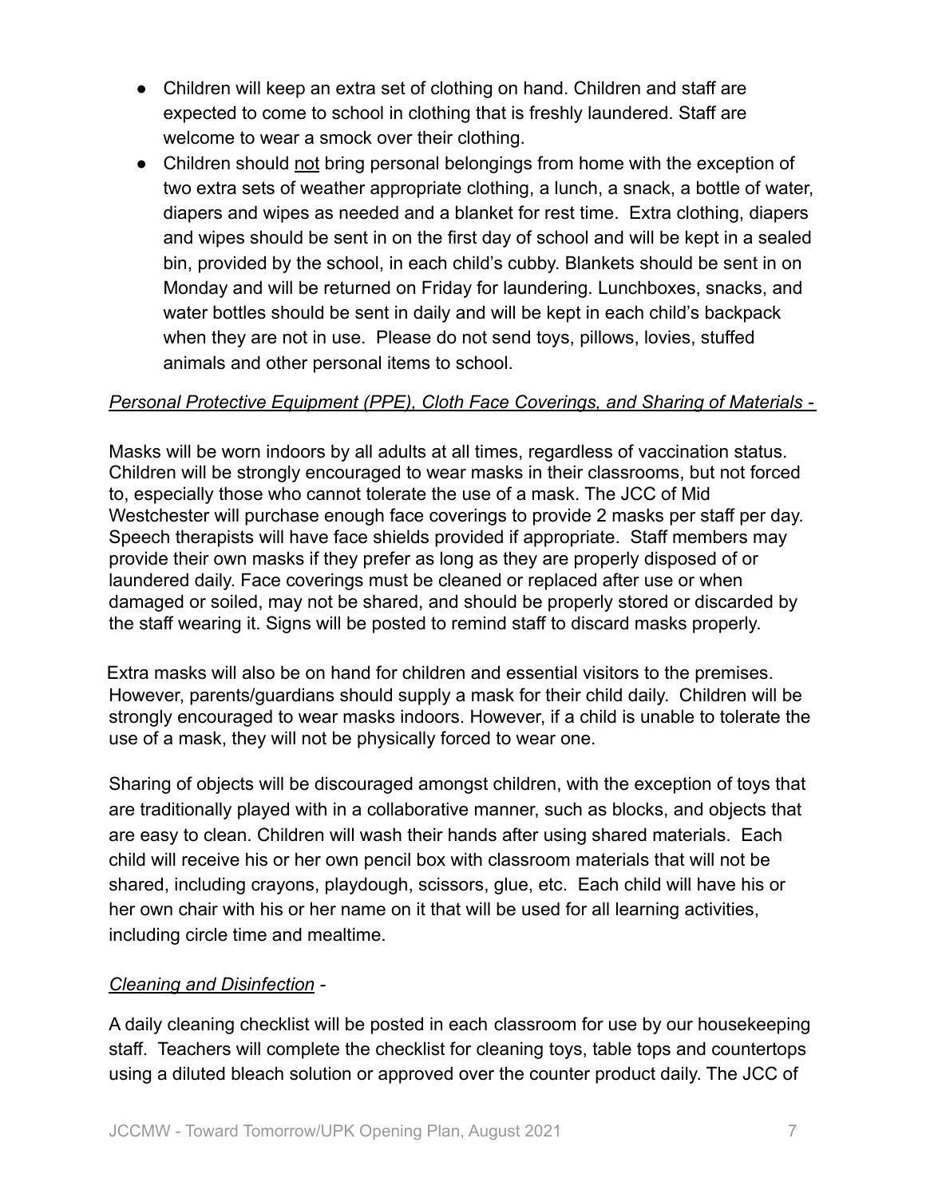- Children will keep an extra set of clothing on hand. Children and staff are expected to come to school in clothing that is freshly laundered. Staff are welcome to wear a smock over their clothing.
- Children should <u>not</u> bring personal belongings from home with the exception of two extra sets of weather appropriate clothing, a lunch, a snack, a bottle of water, diapers and wipes as needed and a blanket for rest time. Extra clothing, diapers and wipes should be sent in on the first day of school and will be kept in a sealed bin, provided by the school, in each child's cubby. Blankets should be sent in on Monday and will be returned on Friday for laundering. Lunchboxes, snacks, and water bottles should be sent in daily and will be kept in each child's backpack when they are not in use. Please do not send toys, pillows, lovies, stuffed animals and other personal items to school.

<u>*Personal Protective Equipment (PPE), Cloth Face Coverings, and Sharing of Materials -*</u>

Masks will be worn indoors by all adults at all times, regardless of vaccination status. Children will be strongly encouraged to wear masks in their classrooms, but not forced to, especially those who cannot tolerate the use of a mask. The JCC of Mid Westchester will purchase enough face coverings to provide 2 masks per staff per day. Speech therapists will have face shields provided if appropriate. Staff members may provide their own masks if they prefer as long as they are properly disposed of or laundered daily. Face coverings must be cleaned or replaced after use or when damaged or soiled, may not be shared, and should be properly stored or discarded by the staff wearing it. Signs will be posted to remind staff to discard masks properly.

Extra masks will also be on hand for children and essential visitors to the premises. However, parents/guardians should supply a mask for their child daily. Children will be strongly encouraged to wear masks indoors. However, if a child is unable to tolerate the use of a mask, they will not be physically forced to wear one.

Sharing of objects will be discouraged amongst children, with the exception of toys that are traditionally played with in a collaborative manner, such as blocks, and objects that are easy to clean. Children will wash their hands after using shared materials. Each child will receive his or her own pencil box with classroom materials that will not be shared, including crayons, playdough, scissors, glue, etc. Each child will have his or her own chair with his or her name on it that will be used for all learning activities, including circle time and mealtime.

<u>*Cleaning and Disinfection*</u> -

A daily cleaning checklist will be posted in each classroom for use by our housekeeping staff. Teachers will complete the checklist for cleaning toys, table tops and countertops using a diluted bleach solution or approved over the counter product daily. The JCC of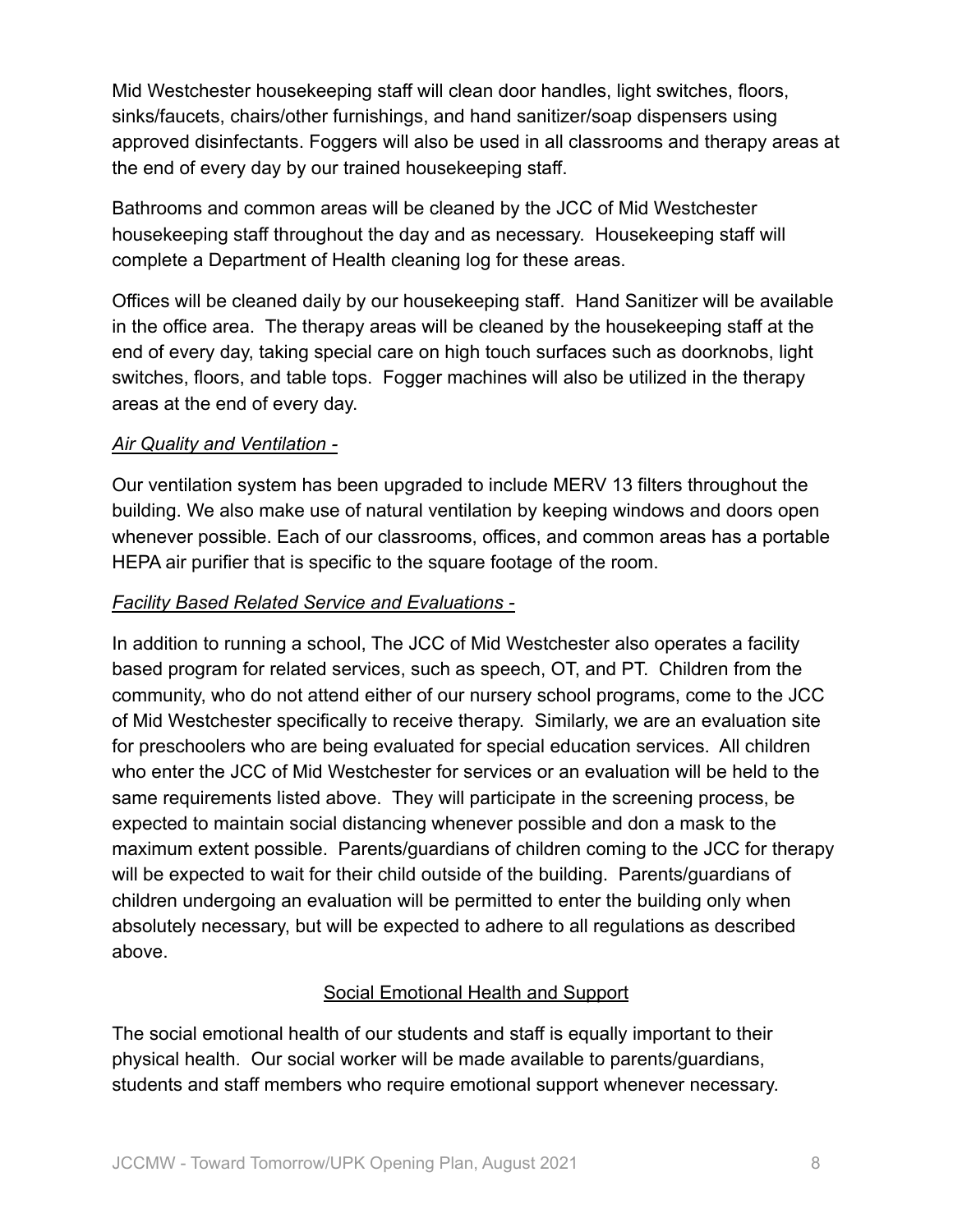Mid Westchester housekeeping staff will clean door handles, light switches, floors, sinks/faucets, chairs/other furnishings, and hand sanitizer/soap dispensers using approved disinfectants. Foggers will also be used in all classrooms and therapy areas at the end of every day by our trained housekeeping staff.

Bathrooms and common areas will be cleaned by the JCC of Mid Westchester housekeeping staff throughout the day and as necessary. Housekeeping staff will complete a Department of Health cleaning log for these areas.

Offices will be cleaned daily by our housekeeping staff. Hand Sanitizer will be available in the office area. The therapy areas will be cleaned by the housekeeping staff at the end of every day, taking special care on high touch surfaces such as doorknobs, light switches, floors, and table tops. Fogger machines will also be utilized in the therapy areas at the end of every day.

*Air Quality and Ventilation -*

Our ventilation system has been upgraded to include MERV 13 filters throughout the building. We also make use of natural ventilation by keeping windows and doors open whenever possible. Each of our classrooms, offices, and common areas has a portable HEPA air purifier that is specific to the square footage of the room.

*Facility Based Related Service and Evaluations -*

In addition to running a school, The JCC of Mid Westchester also operates a facility based program for related services, such as speech, OT, and PT. Children from the community, who do not attend either of our nursery school programs, come to the JCC of Mid Westchester specifically to receive therapy. Similarly, we are an evaluation site for preschoolers who are being evaluated for special education services. All children who enter the JCC of Mid Westchester for services or an evaluation will be held to the same requirements listed above. They will participate in the screening process, be expected to maintain social distancing whenever possible and don a mask to the maximum extent possible. Parents/guardians of children coming to the JCC for therapy will be expected to wait for their child outside of the building. Parents/guardians of children undergoing an evaluation will be permitted to enter the building only when absolutely necessary, but will be expected to adhere to all regulations as described above.

## Social Emotional Health and Support

The social emotional health of our students and staff is equally important to their physical health. Our social worker will be made available to parents/guardians, students and staff members who require emotional support whenever necessary.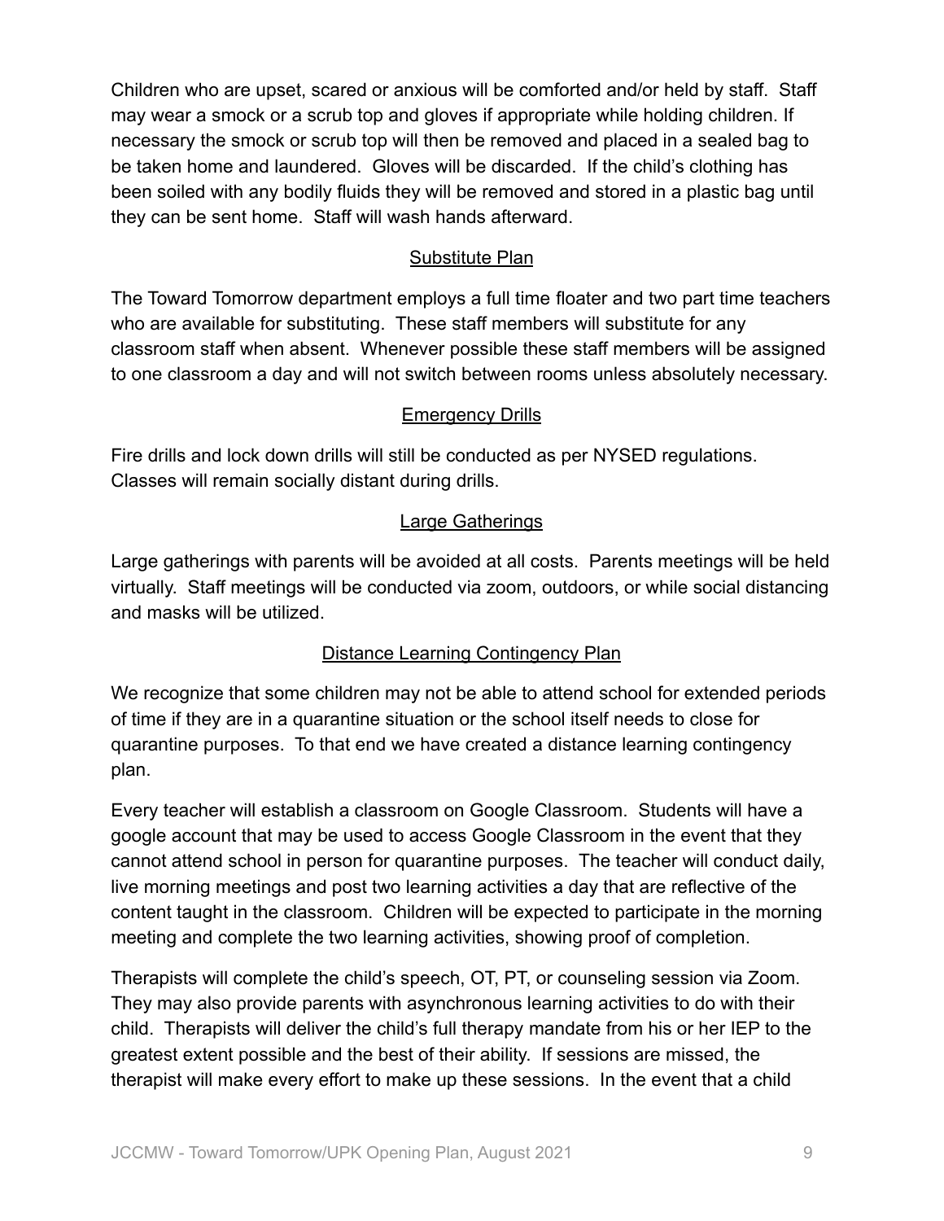Children who are upset, scared or anxious will be comforted and/or held by staff. Staff may wear a smock or a scrub top and gloves if appropriate while holding children. If necessary the smock or scrub top will then be removed and placed in a sealed bag to be taken home and laundered. Gloves will be discarded. If the child's clothing has been soiled with any bodily fluids they will be removed and stored in a plastic bag until they can be sent home. Staff will wash hands afterward.

## Substitute Plan

The Toward Tomorrow department employs a full time floater and two part time teachers who are available for substituting. These staff members will substitute for any classroom staff when absent. Whenever possible these staff members will be assigned to one classroom a day and will not switch between rooms unless absolutely necessary.

## Emergency Drills

Fire drills and lock down drills will still be conducted as per NYSED regulations. Classes will remain socially distant during drills.

## Large Gatherings

Large gatherings with parents will be avoided at all costs. Parents meetings will be held virtually. Staff meetings will be conducted via zoom, outdoors, or while social distancing and masks will be utilized.

## Distance Learning Contingency Plan

We recognize that some children may not be able to attend school for extended periods of time if they are in a quarantine situation or the school itself needs to close for quarantine purposes. To that end we have created a distance learning contingency plan.

Every teacher will establish a classroom on Google Classroom. Students will have a google account that may be used to access Google Classroom in the event that they cannot attend school in person for quarantine purposes. The teacher will conduct daily, live morning meetings and post two learning activities a day that are reflective of the content taught in the classroom. Children will be expected to participate in the morning meeting and complete the two learning activities, showing proof of completion.

Therapists will complete the child's speech, OT, PT, or counseling session via Zoom. They may also provide parents with asynchronous learning activities to do with their child. Therapists will deliver the child's full therapy mandate from his or her IEP to the greatest extent possible and the best of their ability. If sessions are missed, the therapist will make every effort to make up these sessions. In the event that a child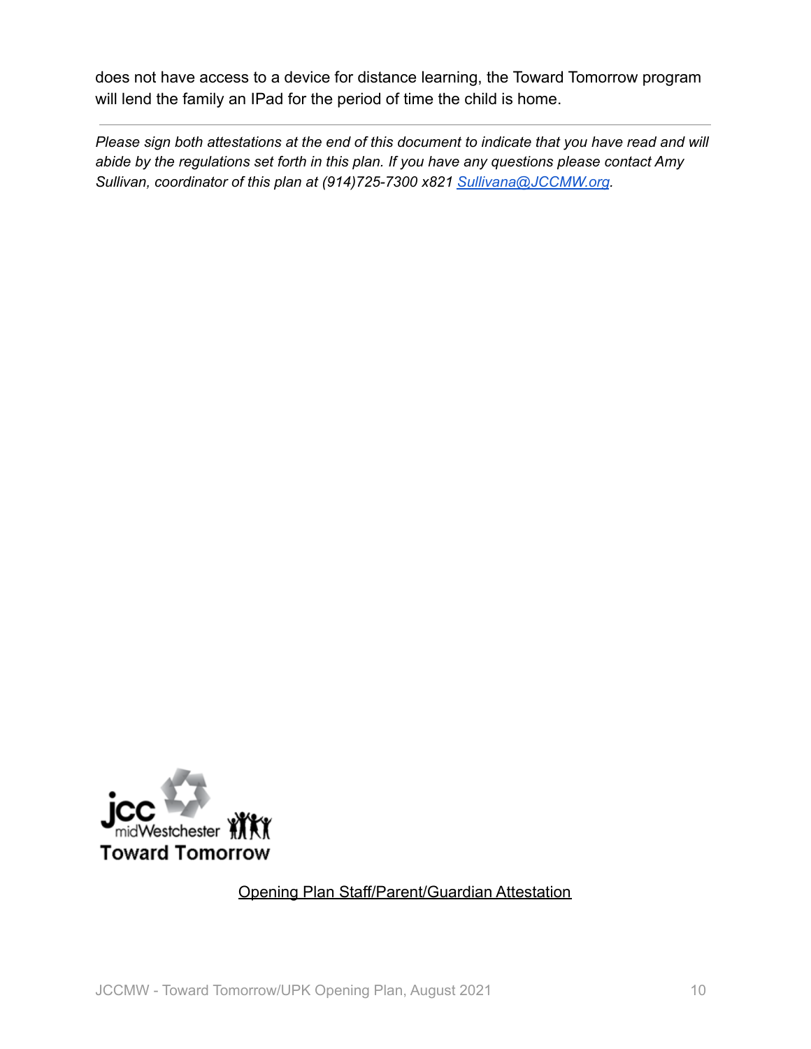does not have access to a device for distance learning, the Toward Tomorrow program will lend the family an IPad for the period of time the child is home.

---

*Please sign both attestations at the end of this document to indicate that you have read and will abide by the regulations set forth in this plan. If you have any questions please contact Amy Sullivan, coordinator of this plan at (914)725-7300 x821 [Sullivana@JCCMW.org](mailto:Sullivana@JCCMW.org).*

jcc midWestchester
Toward Tomorrow

Opening Plan Staff/Parent/Guardian Attestation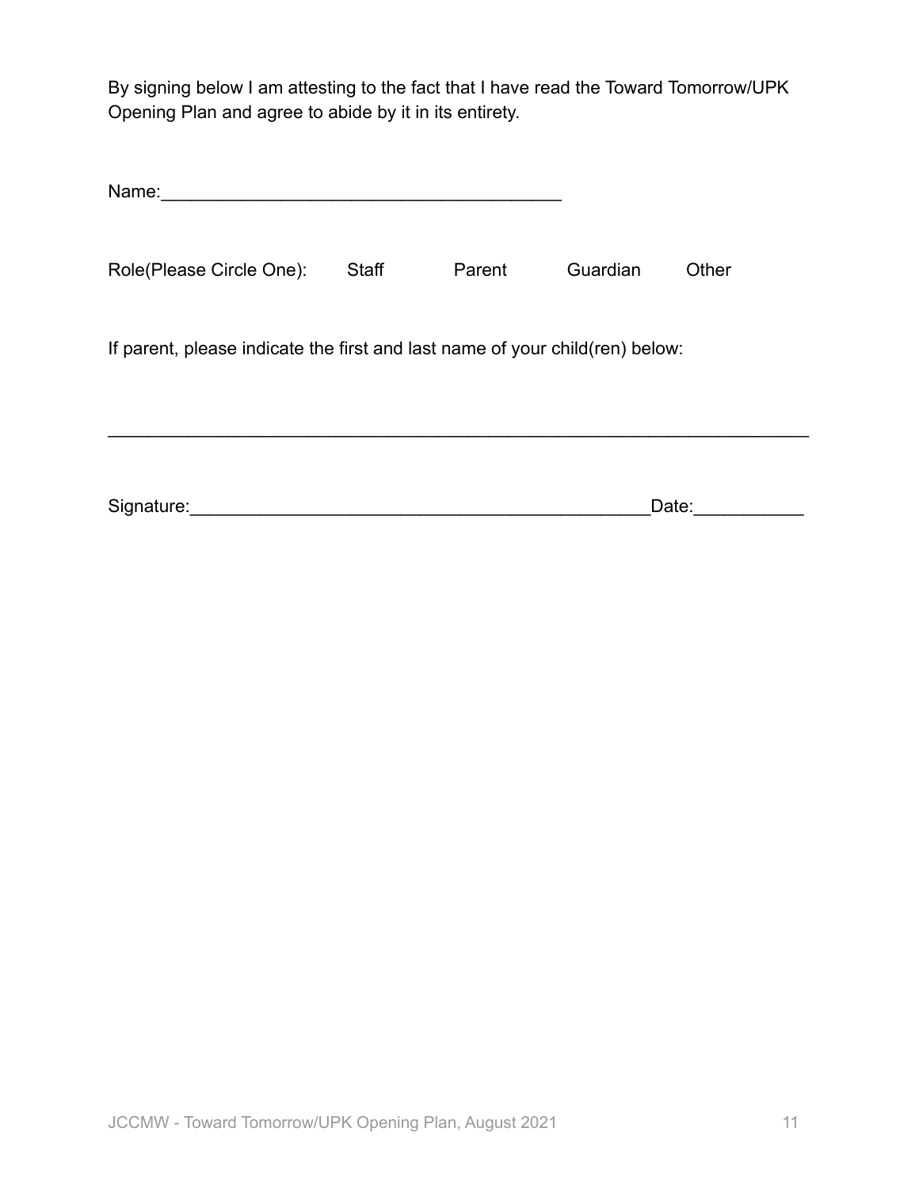By signing below I am attesting to the fact that I have read the Toward Tomorrow/UPK Opening Plan and agree to abide by it in its entirety.

Name:_________________________________________

Role(Please Circle One): Staff Parent Guardian Other

If parent, please indicate the first and last name of your child(ren) below:

_________________________________________________________________________

Signature:________________________________________________Date:___________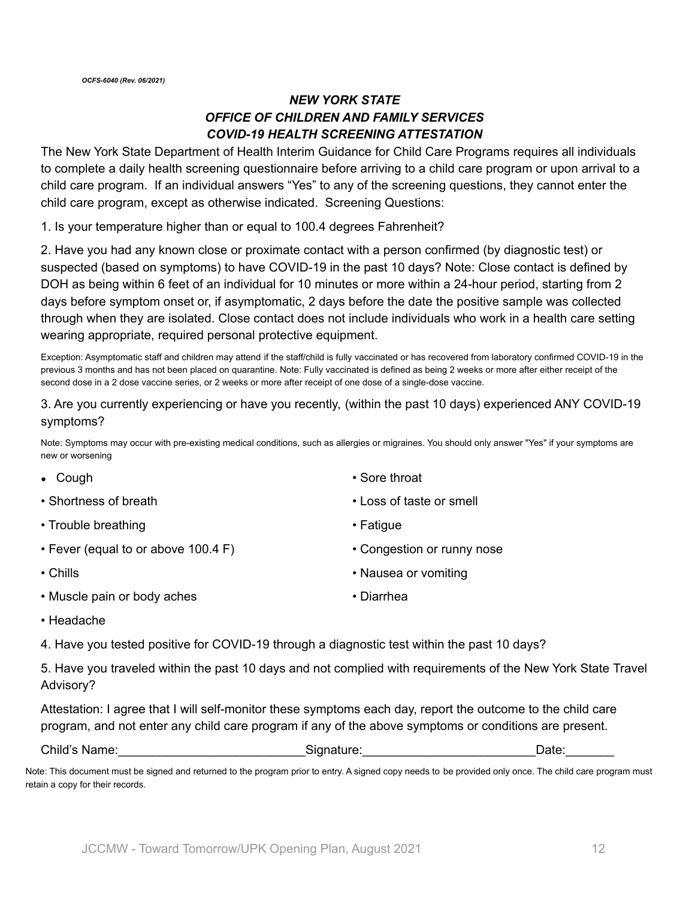*OCFS-6040 (Rev. 06/2021)*

### *NEW YORK STATE*
### *OFFICE OF CHILDREN AND FAMILY SERVICES*
### *COVID-19 HEALTH SCREENING ATTESTATION*

The New York State Department of Health Interim Guidance for Child Care Programs requires all individuals to complete a daily health screening questionnaire before arriving to a child care program or upon arrival to a child care program. If an individual answers "Yes" to any of the screening questions, they cannot enter the child care program, except as otherwise indicated. Screening Questions:

1. Is your temperature higher than or equal to 100.4 degrees Fahrenheit?

2. Have you had any known close or proximate contact with a person confirmed (by diagnostic test) or suspected (based on symptoms) to have COVID-19 in the past 10 days? Note: Close contact is defined by DOH as being within 6 feet of an individual for 10 minutes or more within a 24-hour period, starting from 2 days before symptom onset or, if asymptomatic, 2 days before the date the positive sample was collected through when they are isolated. Close contact does not include individuals who work in a health care setting wearing appropriate, required personal protective equipment.

Exception: Asymptomatic staff and children may attend if the staff/child is fully vaccinated or has recovered from laboratory confirmed COVID-19 in the previous 3 months and has not been placed on quarantine. Note: Fully vaccinated is defined as being 2 weeks or more after either receipt of the second dose in a 2 dose vaccine series, or 2 weeks or more after receipt of one dose of a single-dose vaccine.

3. Are you currently experiencing or have you recently, (within the past 10 days) experienced ANY COVID-19 symptoms?

Note: Symptoms may occur with pre-existing medical conditions, such as allergies or migraines. You should only answer "Yes" if your symptoms are new or worsening

- Cough
- Shortness of breath
- Trouble breathing
- Fever (equal to or above 100.4 F)
- Chills
- Muscle pain or body aches
- Headache
- Sore throat
- Loss of taste or smell
- Fatigue
- Congestion or runny nose
- Nausea or vomiting
- Diarrhea

4. Have you tested positive for COVID-19 through a diagnostic test within the past 10 days?

5. Have you traveled within the past 10 days and not complied with requirements of the New York State Travel Advisory?

Attestation: I agree that I will self-monitor these symptoms each day, report the outcome to the child care program, and not enter any child care program if any of the above symptoms or conditions are present.

Child's Name:__________________________Signature:_________________________Date:_______

Note: This document must be signed and returned to the program prior to entry. A signed copy needs to be provided only once. The child care program must retain a copy for their records.